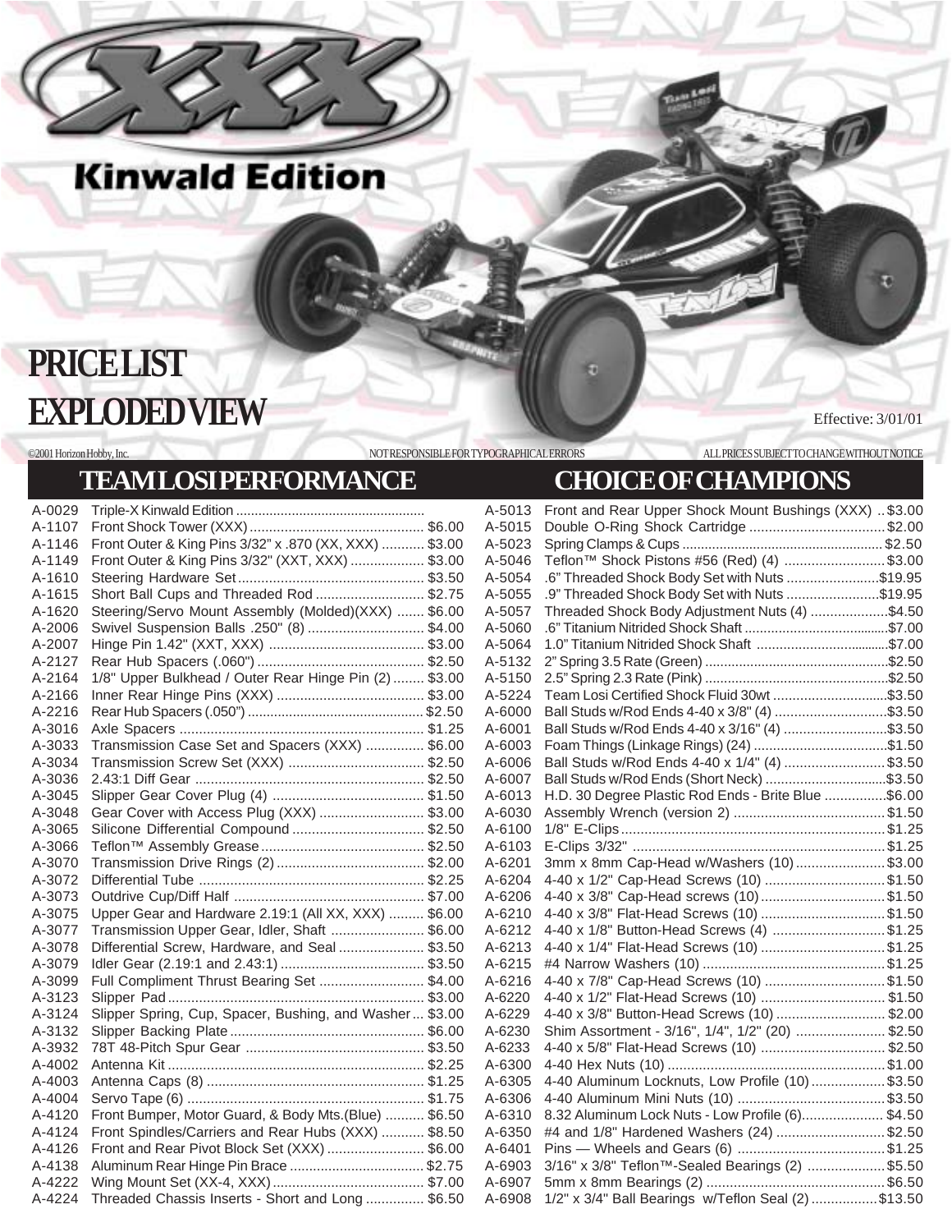# XXX Kinwald Edition

# PRICE LIST
# EXPLODED VIEW

Effective: 3/01/01

©2001 Horizon Hobby, Inc. NOT RESPONSIBLE FOR TYPOGRAPHICAL ERRORS ALL PRICES SUBJECT TO CHANGE WITHOUT NOTICE

## TEAM LOSI PERFORMANCE CHOICE OF CHAMPIONS

| Part # | Description | Price |
|---|---|---|
| A-0029 | Triple-X Kinwald Edition | |
| A-1107 | Front Shock Tower (XXX) | $6.00 |
| A-1146 | Front Outer & King Pins 3/32" x .870 (XX, XXX) | $3.00 |
| A-1149 | Front Outer & King Pins 3/32" (XXT, XXX) | $3.00 |
| A-1610 | Steering Hardware Set | $3.50 |
| A-1615 | Short Ball Cups and Threaded Rod | $2.75 |
| A-1620 | Steering/Servo Mount Assembly (Molded)(XXX) | $6.00 |
| A-2006 | Swivel Suspension Balls .250" (8) | $4.00 |
| A-2007 | Hinge Pin 1.42" (XXT, XXX) | $3.00 |
| A-2127 | Rear Hub Spacers (.060") | $2.50 |
| A-2164 | 1/8" Upper Bulkhead / Outer Rear Hinge Pin (2) | $3.00 |
| A-2166 | Inner Rear Hinge Pins (XXX) | $3.00 |
| A-2216 | Rear Hub Spacers (.050") | $2.50 |
| A-3016 | Axle Spacers | $1.25 |
| A-3033 | Transmission Case Set and Spacers (XXX) | $6.00 |
| A-3034 | Transmission Screw Set (XXX) | $2.50 |
| A-3036 | 2.43:1 Diff Gear | $2.50 |
| A-3045 | Slipper Gear Cover Plug (4) | $1.50 |
| A-3048 | Gear Cover with Access Plug (XXX) | $3.00 |
| A-3065 | Silicone Differential Compound | $2.50 |
| A-3066 | Teflon™ Assembly Grease | $2.50 |
| A-3070 | Transmission Drive Rings (2) | $2.00 |
| A-3072 | Differential Tube | $2.25 |
| A-3073 | Outdrive Cup/Diff Half | $7.00 |
| A-3075 | Upper Gear and Hardware 2.19:1 (All XX, XXX) | $6.00 |
| A-3077 | Transmission Upper Gear, Idler, Shaft | $6.00 |
| A-3078 | Differential Screw, Hardware, and Seal | $3.50 |
| A-3079 | Idler Gear (2.19:1 and 2.43:1) | $3.50 |
| A-3099 | Full Compliment Thrust Bearing Set | $4.00 |
| A-3123 | Slipper Pad | $3.00 |
| A-3124 | Slipper Spring, Cup, Spacer, Bushing, and Washer | $3.00 |
| A-3132 | Slipper Backing Plate | $6.00 |
| A-3932 | 78T 48-Pitch Spur Gear | $3.50 |
| A-4002 | Antenna Kit | $2.25 |
| A-4003 | Antenna Caps (8) | $1.25 |
| A-4004 | Servo Tape (6) | $1.75 |
| A-4120 | Front Bumper, Motor Guard, & Body Mts.(Blue) | $6.50 |
| A-4124 | Front Spindles/Carriers and Rear Hubs (XXX) | $8.50 |
| A-4126 | Front and Rear Pivot Block Set (XXX) | $6.00 |
| A-4138 | Aluminum Rear Hinge Pin Brace | $2.75 |
| A-4222 | Wing Mount Set (XX-4, XXX) | $7.00 |
| A-4224 | Threaded Chassis Inserts - Short and Long | $6.50 |
| A-5013 | Front and Rear Upper Shock Mount Bushings (XXX) | $3.00 |
| A-5015 | Double O-Ring Shock Cartridge | $2.00 |
| A-5023 | Spring Clamps & Cups | $2.50 |
| A-5046 | Teflon™ Shock Pistons #56 (Red) (4) | $3.00 |
| A-5054 | .6" Threaded Shock Body Set with Nuts | $19.95 |
| A-5055 | .9" Threaded Shock Body Set with Nuts | $19.95 |
| A-5057 | Threaded Shock Body Adjustment Nuts (4) | $4.50 |
| A-5060 | .6" Titanium Nitrided Shock Shaft | $7.00 |
| A-5064 | 1.0" Titanium Nitrided Shock Shaft | $7.00 |
| A-5132 | 2" Spring 3.5 Rate (Green) | $2.50 |
| A-5150 | 2.5" Spring 2.3 Rate (Pink) | $2.50 |
| A-5224 | Team Losi Certified Shock Fluid 30wt | $3.50 |
| A-6000 | Ball Studs w/Rod Ends 4-40 x 3/8" (4) | $3.50 |
| A-6001 | Ball Studs w/Rod Ends 4-40 x 3/16" (4) | $3.50 |
| A-6003 | Foam Things (Linkage Rings) (24) | $1.50 |
| A-6006 | Ball Studs w/Rod Ends 4-40 x 1/4" (4) | $3.50 |
| A-6007 | Ball Studs w/Rod Ends (Short Neck) | $3.50 |
| A-6013 | H.D. 30 Degree Plastic Rod Ends - Brite Blue | $6.00 |
| A-6030 | Assembly Wrench (version 2) | $1.50 |
| A-6100 | 1/8" E-Clips | $1.25 |
| A-6103 | E-Clips 3/32" | $1.25 |
| A-6201 | 3mm x 8mm Cap-Head w/Washers (10) | $3.00 |
| A-6204 | 4-40 x 1/2" Cap-Head Screws (10) | $1.50 |
| A-6206 | 4-40 x 3/8" Cap-Head screws (10) | $1.50 |
| A-6210 | 4-40 x 3/8" Flat-Head Screws (10) | $1.50 |
| A-6212 | 4-40 x 1/8" Button-Head Screws (4) | $1.25 |
| A-6213 | 4-40 x 1/4" Flat-Head Screws (10) | $1.25 |
| A-6215 | #4 Narrow Washers (10) | $1.25 |
| A-6216 | 4-40 x 7/8" Cap-Head Screws (10) | $1.50 |
| A-6220 | 4-40 x 1/2" Flat-Head Screws (10) | $1.50 |
| A-6229 | 4-40 x 3/8" Button-Head Screws (10) | $2.00 |
| A-6230 | Shim Assortment - 3/16", 1/4", 1/2" (20) | $2.50 |
| A-6233 | 4-40 x 5/8" Flat-Head Screws (10) | $2.50 |
| A-6300 | 4-40 Hex Nuts (10) | $1.00 |
| A-6305 | 4-40 Aluminum Locknuts, Low Profile (10) | $3.50 |
| A-6306 | 4-40 Aluminum Mini Nuts (10) | $3.50 |
| A-6310 | 8.32 Aluminum Lock Nuts - Low Profile (6) | $4.50 |
| A-6350 | #4 and 1/8" Hardened Washers (24) | $2.50 |
| A-6401 | Pins — Wheels and Gears (6) | $1.25 |
| A-6903 | 3/16" x 3/8" Teflon™-Sealed Bearings (2) | $5.50 |
| A-6907 | 5mm x 8mm Bearings (2) | $6.50 |
| A-6908 | 1/2" x 3/4" Ball Bearings w/Teflon Seal (2) | $13.50 |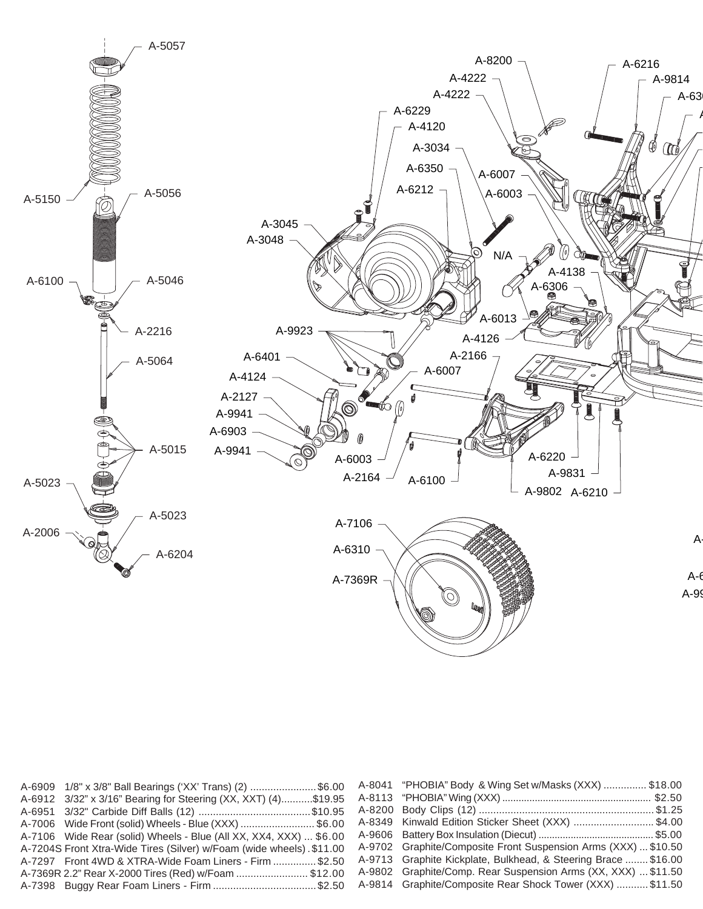A-5057

A-5150

A-5056

A-6100

A-5046

A-2216

A-5064

A-5015

A-5023

A-5023

A-2006

A-6204

A-8200

A-4222

A-4222

A-6229

A-4120

A-3034

A-6350

A-6007

A-6212

A-6003

A-3045

A-3048

N/A

A-4138

A-6306

A-6013

A-9923

A-4126

A-6401

A-2166

A-4124

A-6007

A-2127

A-9941

A-6903

A-9941

A-6003

A-2164

A-6100

A-6220

A-9831

A-9802

A-6210

A-6216

A-9814

A-7106

A-6310

A-7369R

| Part | Description | Price |
|---|---|---|
| A-6909 | 1/8" x 3/8" Ball Bearings ('XX' Trans) (2) | $6.00 |
| A-6912 | 3/32" x 3/16" Bearing for Steering (XX, XXT) (4) | $19.95 |
| A-6951 | 3/32" Carbide Diff Balls (12) | $10.95 |
| A-7006 | Wide Front (solid) Wheels - Blue (XXX) | $6.00 |
| A-7106 | Wide Rear (solid) Wheels - Blue (All XX, XX4, XXX) | $6.00 |
| A-7204S | Front Xtra-Wide Tires (Silver) w/Foam (wide wheels) | $11.00 |
| A-7297 | Front 4WD & XTRA-Wide Foam Liners - Firm | $2.50 |
| A-7369R | 2.2" Rear X-2000 Tires (Red) w/Foam | $12.00 |
| A-7398 | Buggy Rear Foam Liners - Firm | $2.50 |
| A-8041 | "PHOBIA" Body & Wing Set w/Masks (XXX) | $18.00 |
| A-8113 | "PHOBIA" Wing (XXX) | $2.50 |
| A-8200 | Body Clips (12) | $1.25 |
| A-8349 | Kinwald Edition Sticker Sheet (XXX) | $4.00 |
| A-9606 | Battery Box Insulation (Diecut) | $5.00 |
| A-9702 | Graphite/Composite Front Suspension Arms (XXX) | $10.50 |
| A-9713 | Graphite Kickplate, Bulkhead, & Steering Brace | $16.00 |
| A-9802 | Graphite/Comp. Rear Suspension Arms (XX, XXX) | $11.50 |
| A-9814 | Graphite/Composite Rear Shock Tower (XXX) | $11.50 |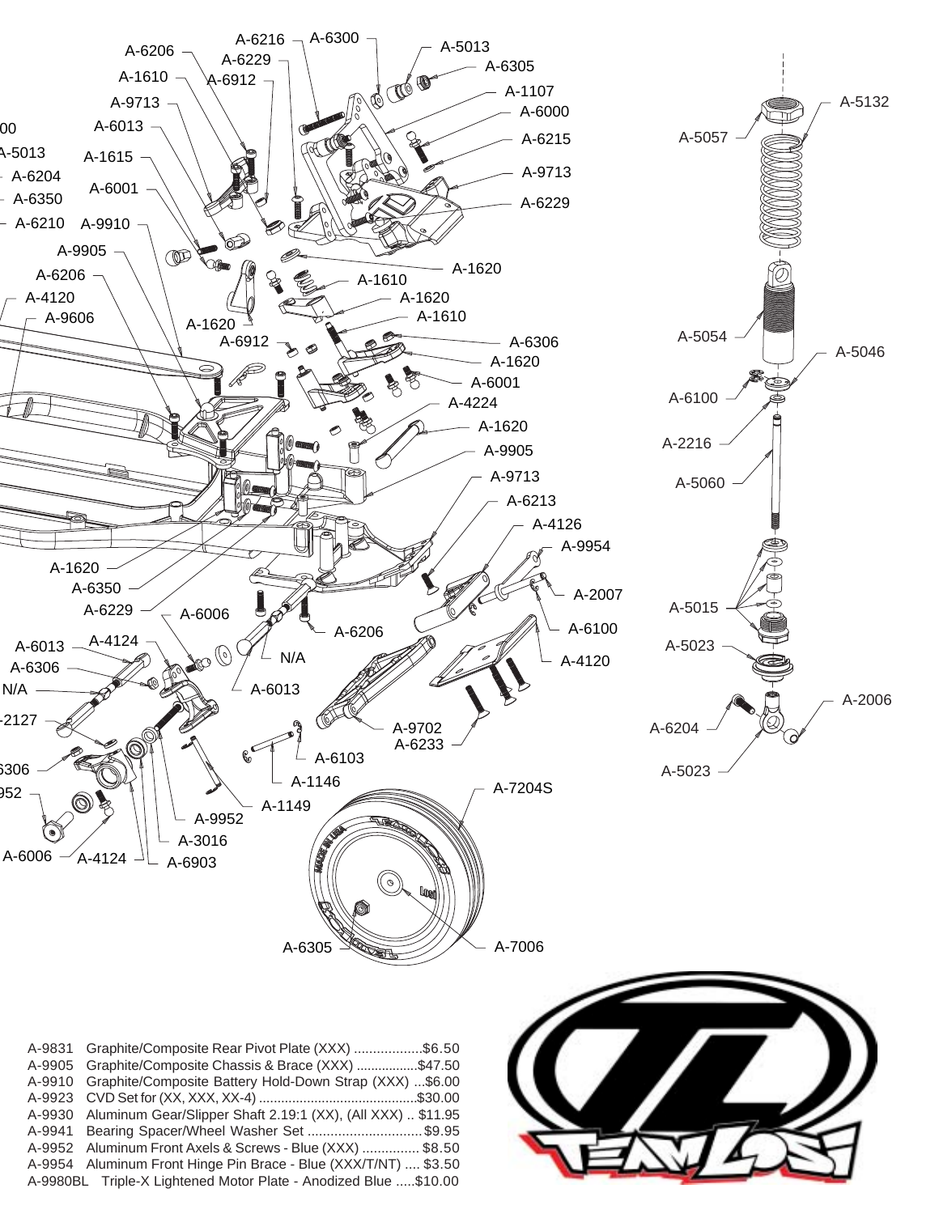A-9831 Graphite/Composite Rear Pivot Plate (XXX) ..................$6.50
A-9905 Graphite/Composite Chassis & Brace (XXX) .................$47.50
A-9910 Graphite/Composite Battery Hold-Down Strap (XXX) ...$6.00
A-9923 CVD Set for (XX, XXX, XX-4) ...........................................$30.00
A-9930 Aluminum Gear/Slipper Shaft 2.19:1 (XX), (All XXX) .. $11.95
A-9941 Bearing Spacer/Wheel Washer Set ..............................$9.95
A-9952 Aluminum Front Axels & Screws - Blue (XXX) ............... $8.50
A-9954 Aluminum Front Hinge Pin Brace - Blue (XXX/T/NT) .... $3.50
A-9980BL Triple-X Lightened Motor Plate - Anodized Blue .....$10.00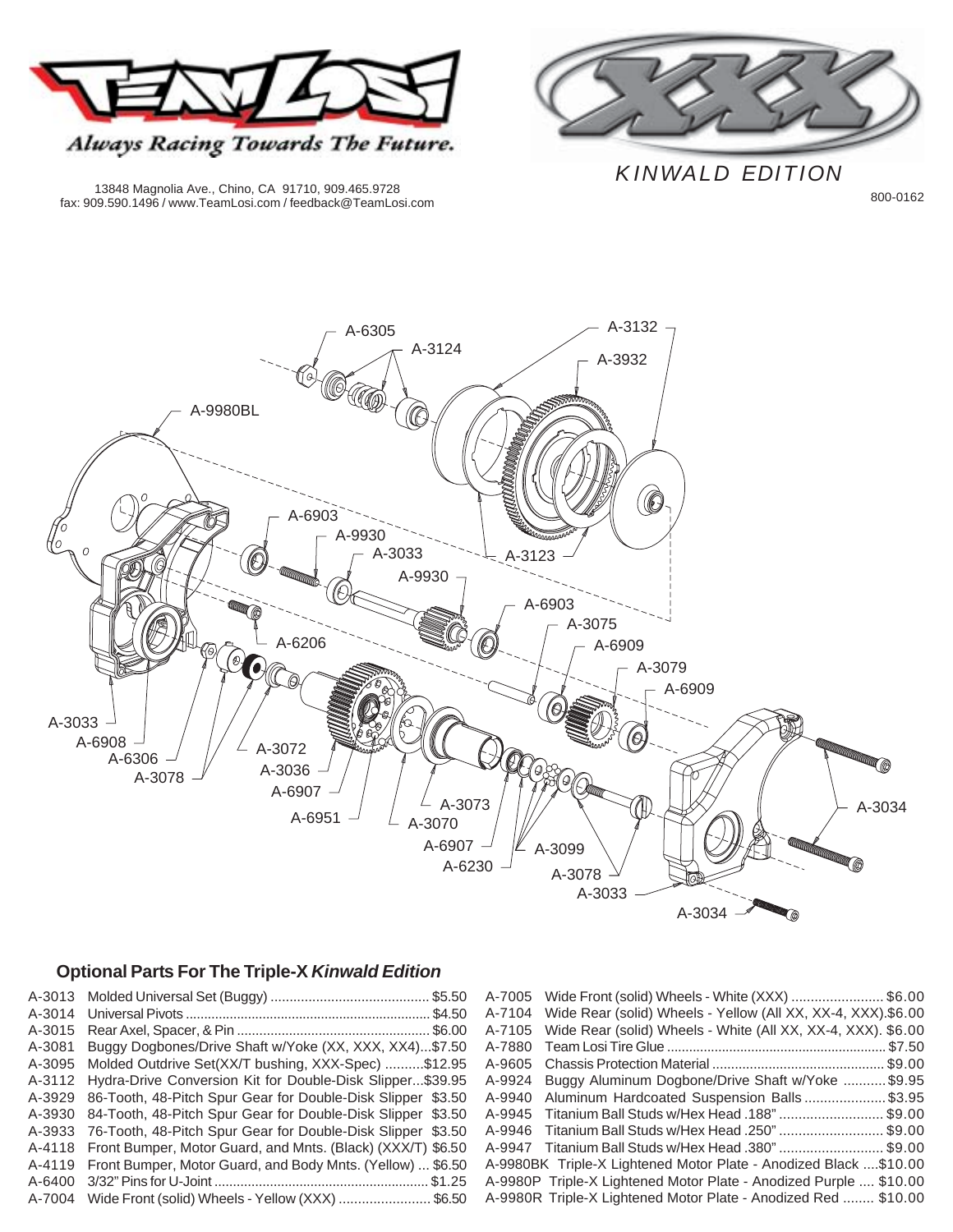Always Racing Towards The Future.

13848 Magnolia Ave., Chino, CA 91710, 909.465.9728
fax: 909.590.1496 / www.TeamLosi.com / feedback@TeamLosi.com

KINWALD EDITION

800-0162

A-6305
A-3124
A-3132
A-3932
A-9980BL
A-6903
A-9930
A-3033
A-3123
A-9930
A-6903
A-3075
A-6206
A-6909
A-3079
A-6909
A-3033
A-6908
A-6306
A-3078
A-3072
A-3036
A-6907
A-6951
A-3073
A-3070
A-6907
A-6230
A-3099
A-3078
A-3033
A-3034
A-3034

## Optional Parts For The Triple-X *Kinwald Edition*

- A-3013 Molded Universal Set (Buggy) ............ $5.50
- A-3014 Universal Pivots ............ $4.50
- A-3015 Rear Axel, Spacer, & Pin ............ $6.00
- A-3081 Buggy Dogbones/Drive Shaft w/Yoke (XX, XXX, XX4)...$7.50
- A-3095 Molded Outdrive Set(XX/T bushing, XXX-Spec) ..........$12.95
- A-3112 Hydra-Drive Conversion Kit for Double-Disk Slipper...$39.95
- A-3929 86-Tooth, 48-Pitch Spur Gear for Double-Disk Slipper $3.50
- A-3930 84-Tooth, 48-Pitch Spur Gear for Double-Disk Slipper $3.50
- A-3933 76-Tooth, 48-Pitch Spur Gear for Double-Disk Slipper $3.50
- A-4118 Front Bumper, Motor Guard, and Mnts. (Black) (XXX/T) $6.50
- A-4119 Front Bumper, Motor Guard, and Body Mnts. (Yellow) ... $6.50
- A-6400 3/32" Pins for U-Joint ............ $1.25
- A-7004 Wide Front (solid) Wheels - Yellow (XXX) ............ $6.50
- A-7005 Wide Front (solid) Wheels - White (XXX) ............ $6.00
- A-7104 Wide Rear (solid) Wheels - Yellow (All XX, XX-4, XXX).$6.00
- A-7105 Wide Rear (solid) Wheels - White (All XX, XX-4, XXX). $6.00
- A-7880 Team Losi Tire Glue ............ $7.50
- A-9605 Chassis Protection Material ............ $9.00
- A-9924 Buggy Aluminum Dogbone/Drive Shaft w/Yoke ...........$9.95
- A-9940 Aluminum Hardcoated Suspension Balls ............ $3.95
- A-9945 Titanium Ball Studs w/Hex Head .188" ............ $9.00
- A-9946 Titanium Ball Studs w/Hex Head .250" ............ $9.00
- A-9947 Titanium Ball Studs w/Hex Head .380" ............ $9.00
- A-9980BK Triple-X Lightened Motor Plate - Anodized Black ....$10.00
- A-9980P Triple-X Lightened Motor Plate - Anodized Purple .... $10.00
- A-9980R Triple-X Lightened Motor Plate - Anodized Red ........ $10.00